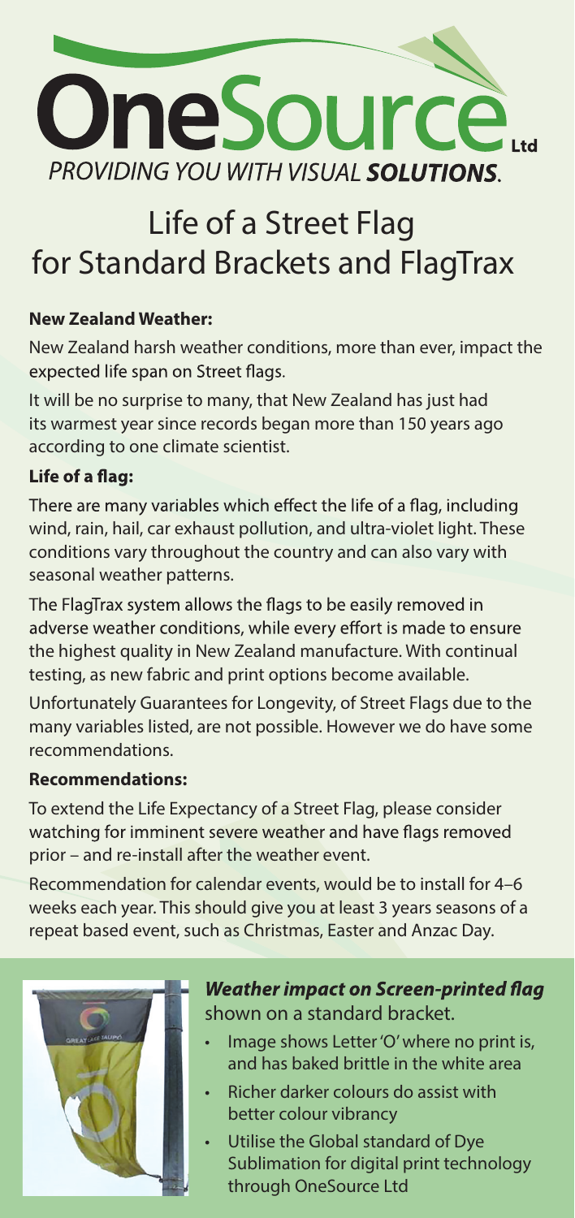# OneSource Ltd

*PROVIDING YOU WITH VISUAL **SOLUTIONS**.*

# Life of a Street Flag for Standard Brackets and FlagTrax

**New Zealand Weather:**

New Zealand harsh weather conditions, more than ever, impact the expected life span on Street flags.

It will be no surprise to many, that New Zealand has just had its warmest year since records began more than 150 years ago according to one climate scientist.

**Life of a flag:**

There are many variables which effect the life of a flag, including wind, rain, hail, car exhaust pollution, and ultra-violet light. These conditions vary throughout the country and can also vary with seasonal weather patterns.

The FlagTrax system allows the flags to be easily removed in adverse weather conditions, while every effort is made to ensure the highest quality in New Zealand manufacture. With continual testing, as new fabric and print options become available.

Unfortunately Guarantees for Longevity, of Street Flags due to the many variables listed, are not possible. However we do have some recommendations.

**Recommendations:**

To extend the Life Expectancy of a Street Flag, please consider watching for imminent severe weather and have flags removed prior – and re-install after the weather event.

Recommendation for calendar events, would be to install for 4–6 weeks each year. This should give you at least 3 years seasons of a repeat based event, such as Christmas, Easter and Anzac Day.

***Weather impact on Screen-printed flag*** shown on a standard bracket.

- Image shows Letter 'O' where no print is, and has baked brittle in the white area
- Richer darker colours do assist with better colour vibrancy
- Utilise the Global standard of Dye Sublimation for digital print technology through OneSource Ltd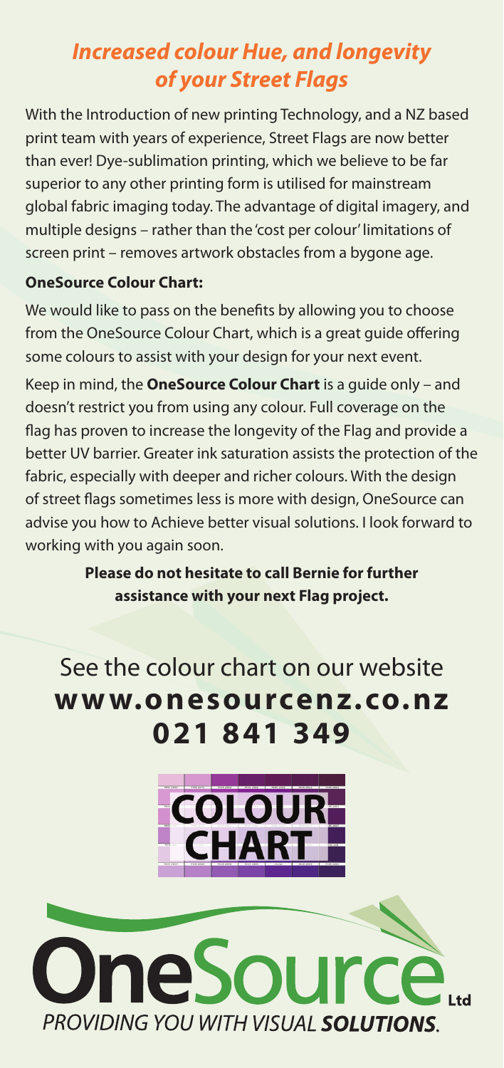## *Increased colour Hue, and longevity of your Street Flags*

With the Introduction of new printing Technology, and a NZ based print team with years of experience, Street Flags are now better than ever! Dye-sublimation printing, which we believe to be far superior to any other printing form is utilised for mainstream global fabric imaging today. The advantage of digital imagery, and multiple designs – rather than the 'cost per colour' limitations of screen print – removes artwork obstacles from a bygone age.

**OneSource Colour Chart:**

We would like to pass on the benefits by allowing you to choose from the OneSource Colour Chart, which is a great guide offering some colours to assist with your design for your next event.

Keep in mind, the **OneSource Colour Chart** is a guide only – and doesn't restrict you from using any colour. Full coverage on the flag has proven to increase the longevity of the Flag and provide a better UV barrier. Greater ink saturation assists the protection of the fabric, especially with deeper and richer colours. With the design of street flags sometimes less is more with design, OneSource can advise you how to Achieve better visual solutions. I look forward to working with you again soon.

**Please do not hesitate to call Bernie for further assistance with your next Flag project.**

See the colour chart on our website

**www.onesourcenz.co.nz**

**021 841 349**

COLOUR CHART

OneSource Ltd

PROVIDING YOU WITH VISUAL ***SOLUTIONS***.